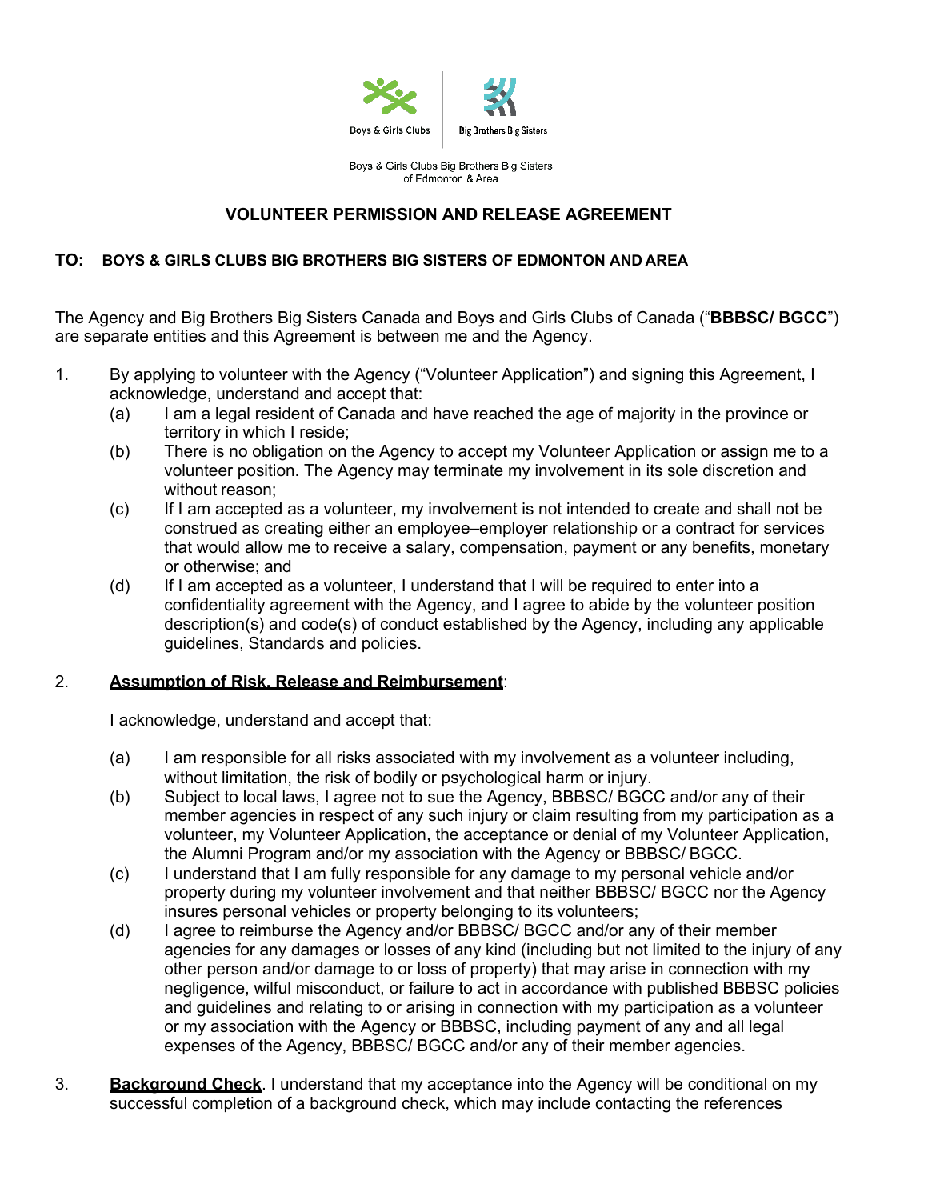Boys & Girls Clubs | Big Brothers Big Sisters

Boys & Girls Clubs Big Brothers Big Sisters
of Edmonton & Area

## VOLUNTEER PERMISSION AND RELEASE AGREEMENT

**TO: BOYS & GIRLS CLUBS BIG BROTHERS BIG SISTERS OF EDMONTON AND AREA**

The Agency and Big Brothers Big Sisters Canada and Boys and Girls Clubs of Canada ("**BBBSC/ BGCC**") are separate entities and this Agreement is between me and the Agency.

1. By applying to volunteer with the Agency ("Volunteer Application") and signing this Agreement, I acknowledge, understand and accept that:
   (a) I am a legal resident of Canada and have reached the age of majority in the province or territory in which I reside;
   (b) There is no obligation on the Agency to accept my Volunteer Application or assign me to a volunteer position. The Agency may terminate my involvement in its sole discretion and without reason;
   (c) If I am accepted as a volunteer, my involvement is not intended to create and shall not be construed as creating either an employee–employer relationship or a contract for services that would allow me to receive a salary, compensation, payment or any benefits, monetary or otherwise; and
   (d) If I am accepted as a volunteer, I understand that I will be required to enter into a confidentiality agreement with the Agency, and I agree to abide by the volunteer position description(s) and code(s) of conduct established by the Agency, including any applicable guidelines, Standards and policies.

2. **Assumption of Risk, Release and Reimbursement**:

   I acknowledge, understand and accept that:

   (a) I am responsible for all risks associated with my involvement as a volunteer including, without limitation, the risk of bodily or psychological harm or injury.
   (b) Subject to local laws, I agree not to sue the Agency, BBBSC/ BGCC and/or any of their member agencies in respect of any such injury or claim resulting from my participation as a volunteer, my Volunteer Application, the acceptance or denial of my Volunteer Application, the Alumni Program and/or my association with the Agency or BBBSC/ BGCC.
   (c) I understand that I am fully responsible for any damage to my personal vehicle and/or property during my volunteer involvement and that neither BBBSC/ BGCC nor the Agency insures personal vehicles or property belonging to its volunteers;
   (d) I agree to reimburse the Agency and/or BBBSC/ BGCC and/or any of their member agencies for any damages or losses of any kind (including but not limited to the injury of any other person and/or damage to or loss of property) that may arise in connection with my negligence, wilful misconduct, or failure to act in accordance with published BBBSC policies and guidelines and relating to or arising in connection with my participation as a volunteer or my association with the Agency or BBBSC, including payment of any and all legal expenses of the Agency, BBBSC/ BGCC and/or any of their member agencies.

3. **Background Check**. I understand that my acceptance into the Agency will be conditional on my successful completion of a background check, which may include contacting the references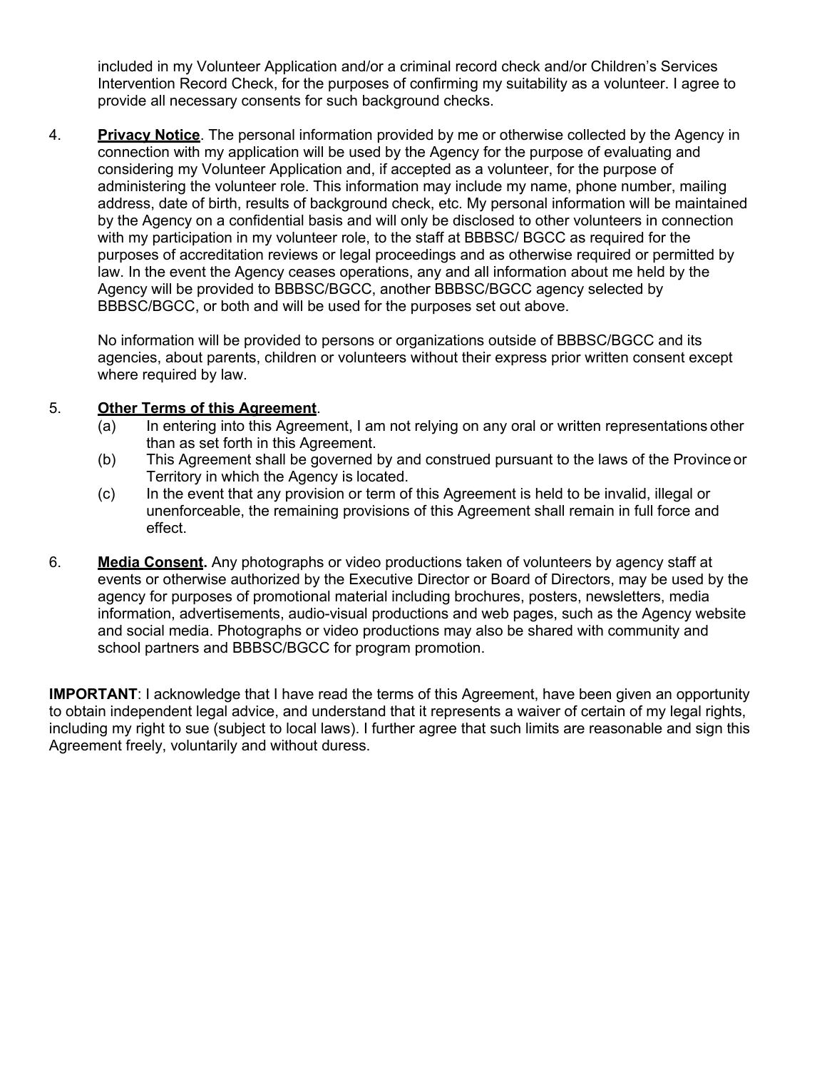included in my Volunteer Application and/or a criminal record check and/or Children's Services Intervention Record Check, for the purposes of confirming my suitability as a volunteer. I agree to provide all necessary consents for such background checks.

4. **Privacy Notice**. The personal information provided by me or otherwise collected by the Agency in connection with my application will be used by the Agency for the purpose of evaluating and considering my Volunteer Application and, if accepted as a volunteer, for the purpose of administering the volunteer role. This information may include my name, phone number, mailing address, date of birth, results of background check, etc. My personal information will be maintained by the Agency on a confidential basis and will only be disclosed to other volunteers in connection with my participation in my volunteer role, to the staff at BBBSC/ BGCC as required for the purposes of accreditation reviews or legal proceedings and as otherwise required or permitted by law. In the event the Agency ceases operations, any and all information about me held by the Agency will be provided to BBBSC/BGCC, another BBBSC/BGCC agency selected by BBBSC/BGCC, or both and will be used for the purposes set out above.

   No information will be provided to persons or organizations outside of BBBSC/BGCC and its agencies, about parents, children or volunteers without their express prior written consent except where required by law.

5. **Other Terms of this Agreement**.
   (a) In entering into this Agreement, I am not relying on any oral or written representations other than as set forth in this Agreement.
   (b) This Agreement shall be governed by and construed pursuant to the laws of the Province or Territory in which the Agency is located.
   (c) In the event that any provision or term of this Agreement is held to be invalid, illegal or unenforceable, the remaining provisions of this Agreement shall remain in full force and effect.

6. **Media Consent.** Any photographs or video productions taken of volunteers by agency staff at events or otherwise authorized by the Executive Director or Board of Directors, may be used by the agency for purposes of promotional material including brochures, posters, newsletters, media information, advertisements, audio-visual productions and web pages, such as the Agency website and social media. Photographs or video productions may also be shared with community and school partners and BBBSC/BGCC for program promotion.

**IMPORTANT**: I acknowledge that I have read the terms of this Agreement, have been given an opportunity to obtain independent legal advice, and understand that it represents a waiver of certain of my legal rights, including my right to sue (subject to local laws). I further agree that such limits are reasonable and sign this Agreement freely, voluntarily and without duress.